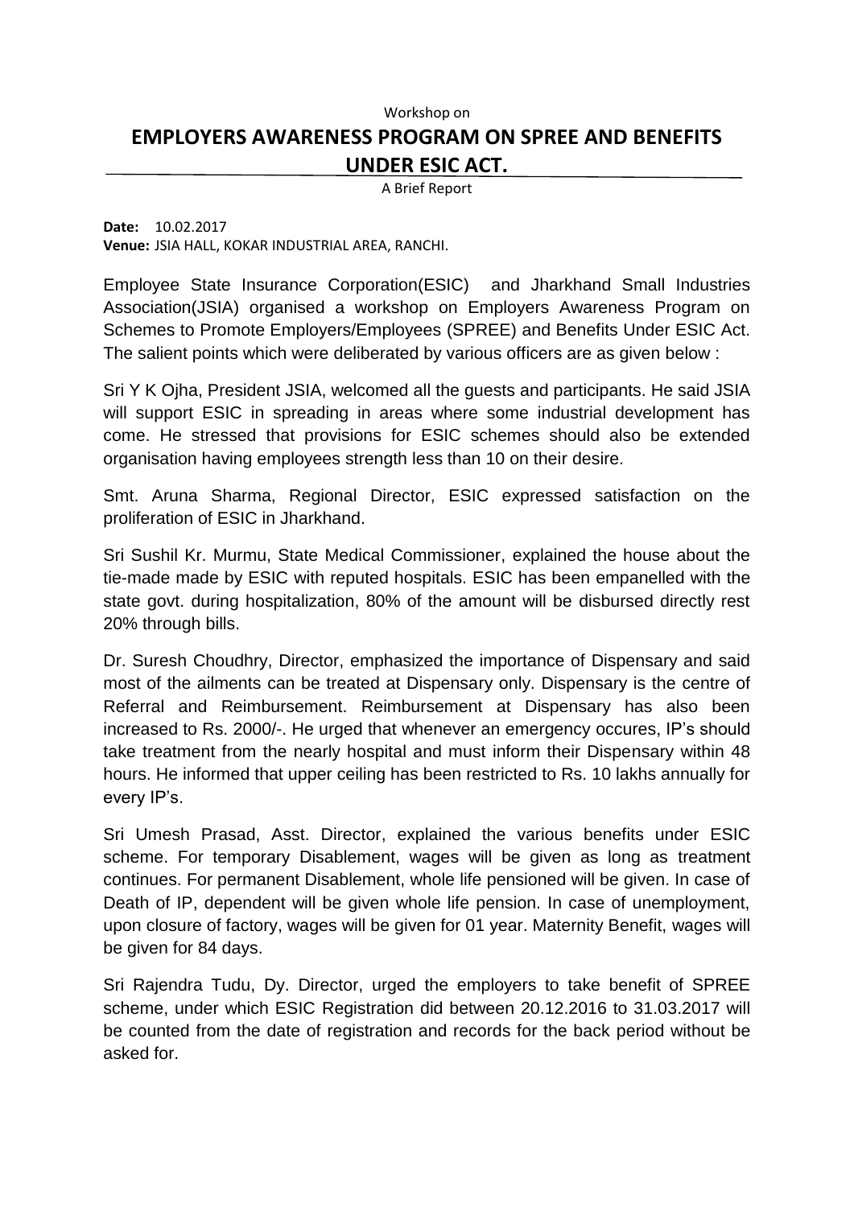Workshop on

# EMPLOYERS AWARENESS PROGRAM ON SPREE AND BENEFITS UNDER ESIC ACT.

A Brief Report

**Date:** 10.02.2017
**Venue:** JSIA HALL, KOKAR INDUSTRIAL AREA, RANCHI.

Employee State Insurance Corporation(ESIC) and Jharkhand Small Industries Association(JSIA) organised a workshop on Employers Awareness Program on Schemes to Promote Employers/Employees (SPREE) and Benefits Under ESIC Act. The salient points which were deliberated by various officers are as given below :

Sri Y K Ojha, President JSIA, welcomed all the guests and participants. He said JSIA will support ESIC in spreading in areas where some industrial development has come. He stressed that provisions for ESIC schemes should also be extended organisation having employees strength less than 10 on their desire.

Smt. Aruna Sharma, Regional Director, ESIC expressed satisfaction on the proliferation of ESIC in Jharkhand.

Sri Sushil Kr. Murmu, State Medical Commissioner, explained the house about the tie-made made by ESIC with reputed hospitals. ESIC has been empanelled with the state govt. during hospitalization, 80% of the amount will be disbursed directly rest 20% through bills.

Dr. Suresh Choudhry, Director, emphasized the importance of Dispensary and said most of the ailments can be treated at Dispensary only. Dispensary is the centre of Referral and Reimbursement. Reimbursement at Dispensary has also been increased to Rs. 2000/-. He urged that whenever an emergency occures, IP's should take treatment from the nearly hospital and must inform their Dispensary within 48 hours. He informed that upper ceiling has been restricted to Rs. 10 lakhs annually for every IP's.

Sri Umesh Prasad, Asst. Director, explained the various benefits under ESIC scheme. For temporary Disablement, wages will be given as long as treatment continues. For permanent Disablement, whole life pensioned will be given. In case of Death of IP, dependent will be given whole life pension. In case of unemployment, upon closure of factory, wages will be given for 01 year. Maternity Benefit, wages will be given for 84 days.

Sri Rajendra Tudu, Dy. Director, urged the employers to take benefit of SPREE scheme, under which ESIC Registration did between 20.12.2016 to 31.03.2017 will be counted from the date of registration and records for the back period without be asked for.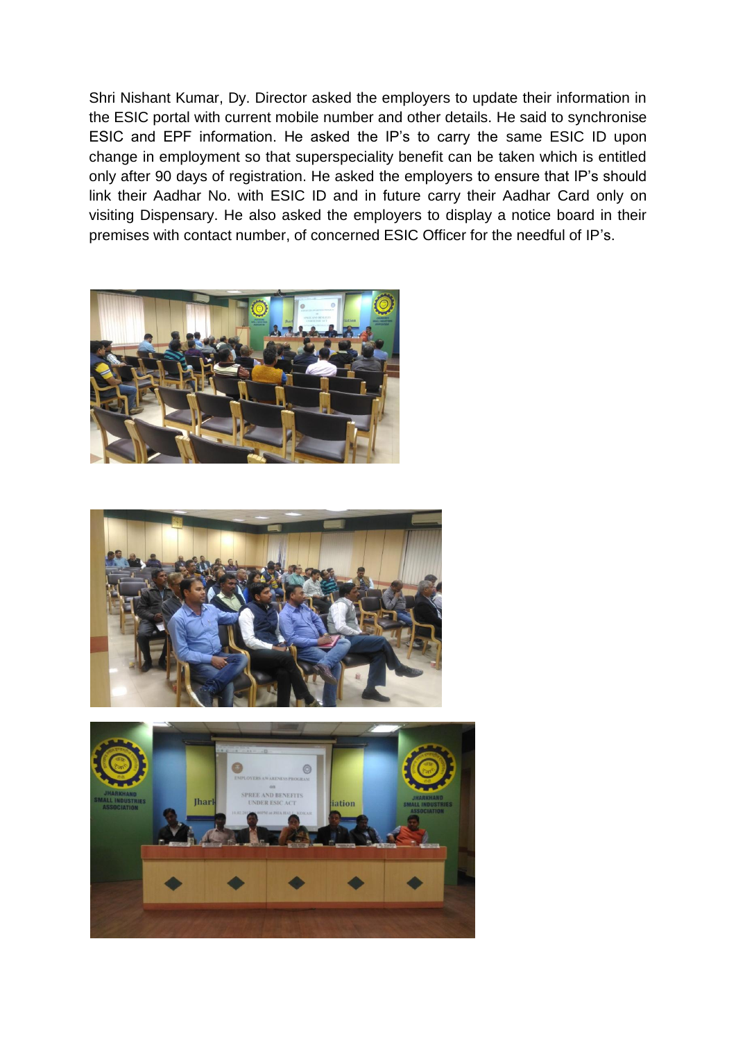Shri Nishant Kumar, Dy. Director asked the employers to update their information in the ESIC portal with current mobile number and other details. He said to synchronise ESIC and EPF information. He asked the IP's to carry the same ESIC ID upon change in employment so that superspeciality benefit can be taken which is entitled only after 90 days of registration. He asked the employers to ensure that IP's should link their Aadhar No. with ESIC ID and in future carry their Aadhar Card only on visiting Dispensary. He also asked the employers to display a notice board in their premises with contact number, of concerned ESIC Officer for the needful of IP's.